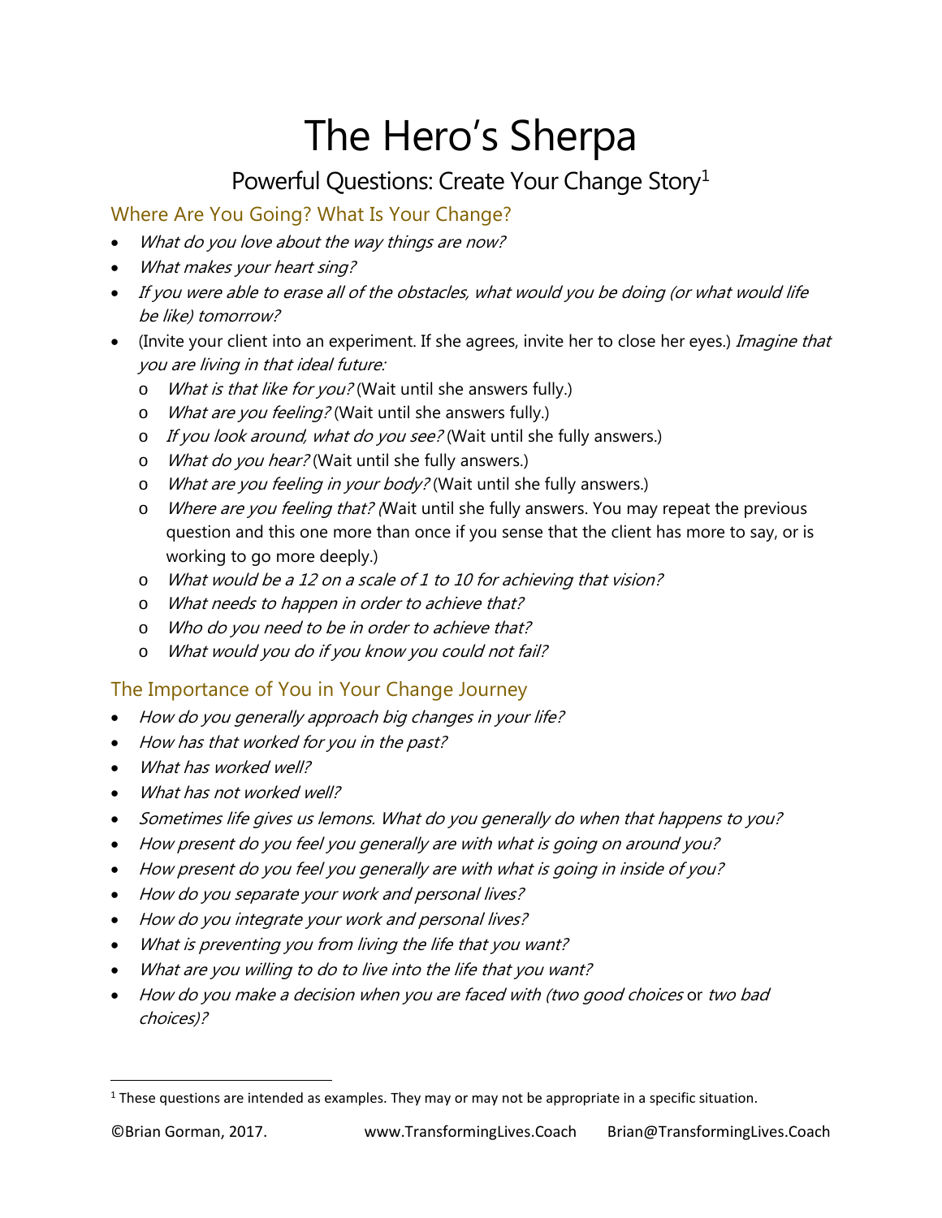# The Hero's Sherpa

## Powerful Questions: Create Your Change Story[1]

### Where Are You Going? What Is Your Change?

- *What do you love about the way things are now?*
- *What makes your heart sing?*
- *If you were able to erase all of the obstacles, what would you be doing (or what would life be like) tomorrow?*
- (Invite your client into an experiment. If she agrees, invite her to close her eyes.) *Imagine that you are living in that ideal future:*
  - *What is that like for you?* (Wait until she answers fully.)
  - *What are you feeling?* (Wait until she answers fully.)
  - *If you look around, what do you see?* (Wait until she fully answers.)
  - *What do you hear?* (Wait until she fully answers.)
  - *What are you feeling in your body?* (Wait until she fully answers.)
  - *Where are you feeling that?* (Wait until she fully answers. You may repeat the previous question and this one more than once if you sense that the client has more to say, or is working to go more deeply.)
  - *What would be a 12 on a scale of 1 to 10 for achieving that vision?*
  - *What needs to happen in order to achieve that?*
  - *Who do you need to be in order to achieve that?*
  - *What would you do if you know you could not fail?*

### The Importance of You in Your Change Journey

- *How do you generally approach big changes in your life?*
- *How has that worked for you in the past?*
- *What has worked well?*
- *What has not worked well?*
- *Sometimes life gives us lemons. What do you generally do when that happens to you?*
- *How present do you feel you generally are with what is going on around you?*
- *How present do you feel you generally are with what is going in inside of you?*
- *How do you separate your work and personal lives?*
- *How do you integrate your work and personal lives?*
- *What is preventing you from living the life that you want?*
- *What are you willing to do to live into the life that you want?*
- *How do you make a decision when you are faced with (two good choices* or *two bad choices)?*

[1] These questions are intended as examples. They may or may not be appropriate in a specific situation.

©Brian Gorman, 2017. www.TransformingLives.Coach Brian@TransformingLives.Coach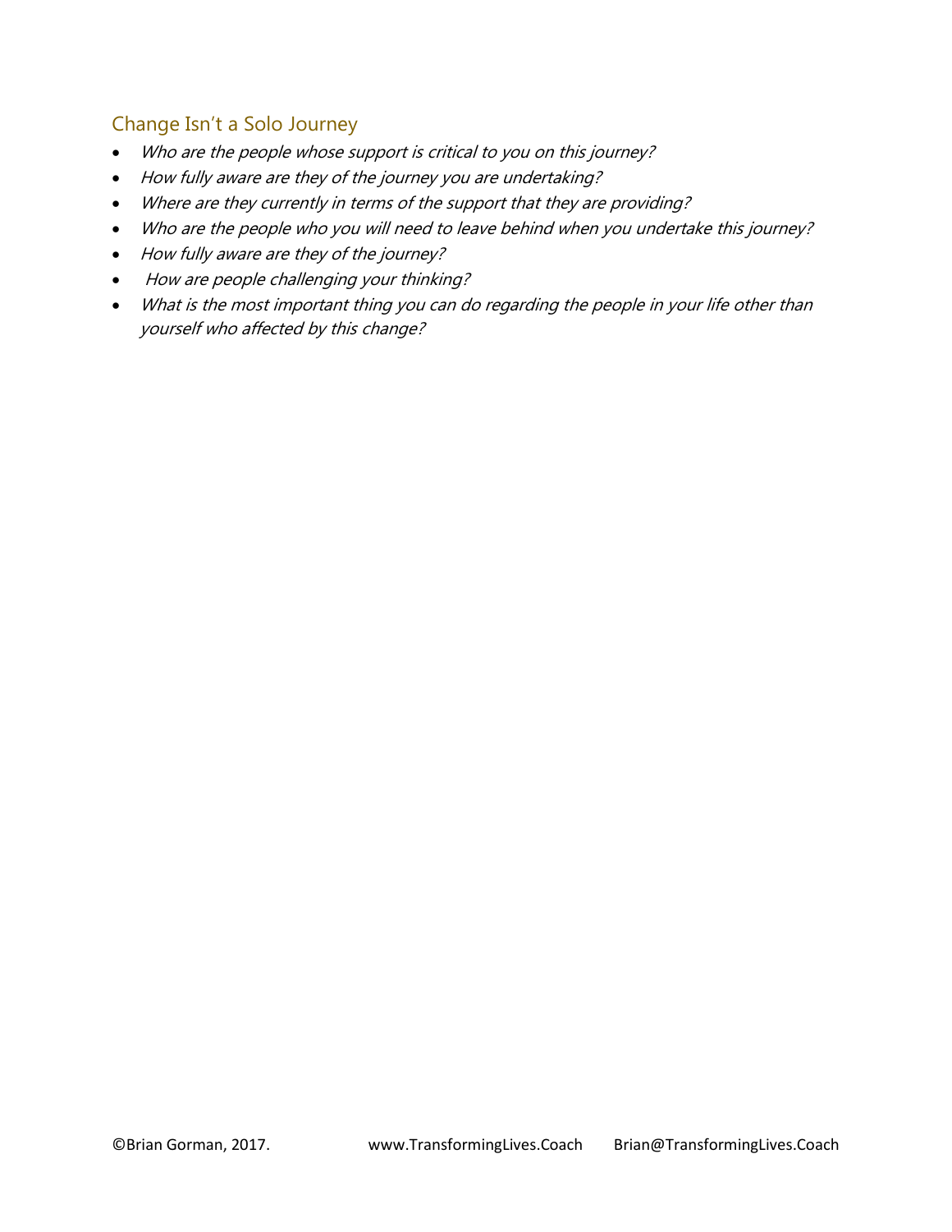## Change Isn't a Solo Journey

- *Who are the people whose support is critical to you on this journey?*
- *How fully aware are they of the journey you are undertaking?*
- *Where are they currently in terms of the support that they are providing?*
- *Who are the people who you will need to leave behind when you undertake this journey?*
- *How fully aware are they of the journey?*
- *How are people challenging your thinking?*
- *What is the most important thing you can do regarding the people in your life other than yourself who affected by this change?*